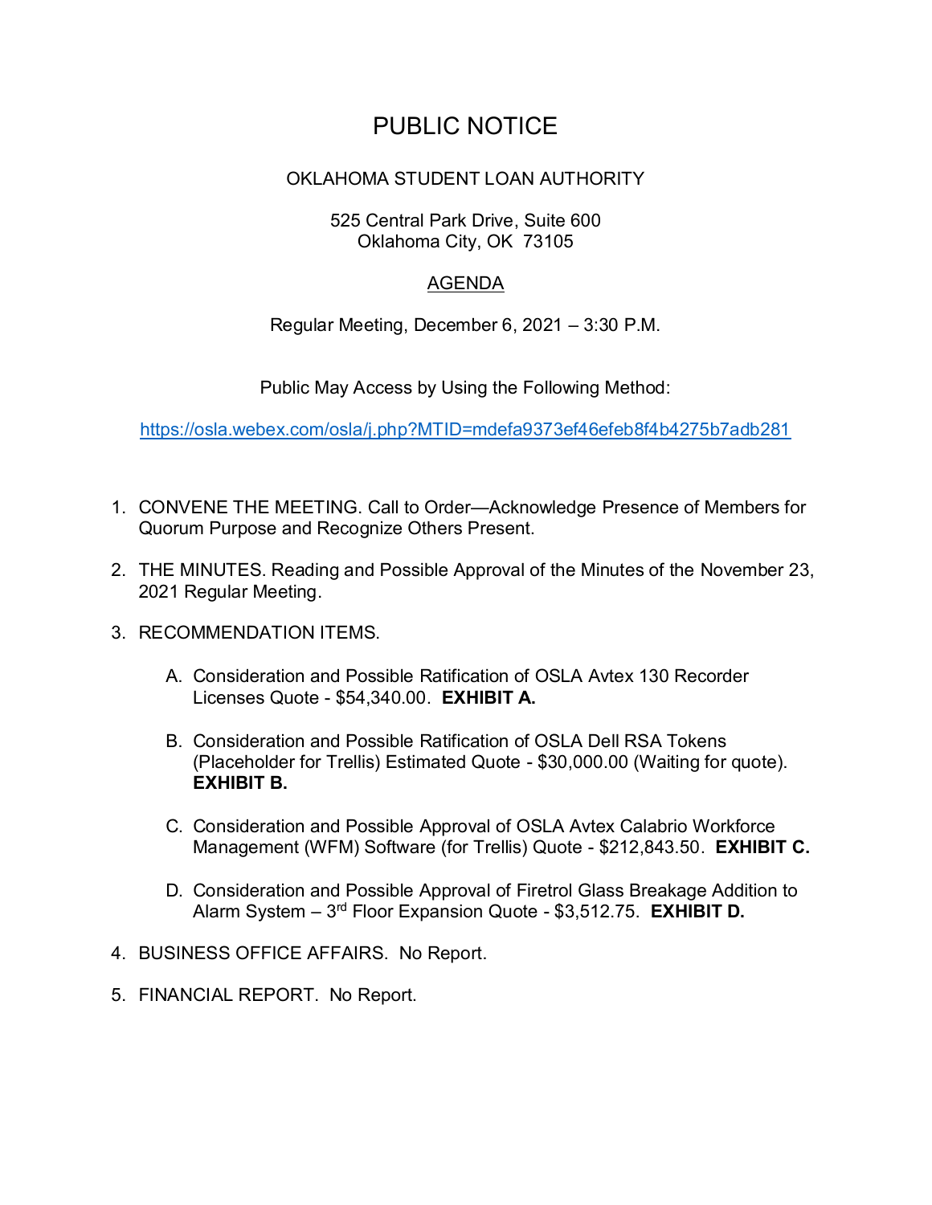# PUBLIC NOTICE

OKLAHOMA STUDENT LOAN AUTHORITY

525 Central Park Drive, Suite 600
Oklahoma City, OK 73105

AGENDA

Regular Meeting, December 6, 2021 – 3:30 P.M.

Public May Access by Using the Following Method:

https://osla.webex.com/osla/j.php?MTID=mdefa9373ef46efeb8f4b4275b7adb281

1. CONVENE THE MEETING. Call to Order—Acknowledge Presence of Members for Quorum Purpose and Recognize Others Present.

2. THE MINUTES. Reading and Possible Approval of the Minutes of the November 23, 2021 Regular Meeting.

3. RECOMMENDATION ITEMS.

   A. Consideration and Possible Ratification of OSLA Avtex 130 Recorder Licenses Quote - $54,340.00. **EXHIBIT A.**

   B. Consideration and Possible Ratification of OSLA Dell RSA Tokens (Placeholder for Trellis) Estimated Quote - $30,000.00 (Waiting for quote). **EXHIBIT B.**

   C. Consideration and Possible Approval of OSLA Avtex Calabrio Workforce Management (WFM) Software (for Trellis) Quote - $212,843.50. **EXHIBIT C.**

   D. Consideration and Possible Approval of Firetrol Glass Breakage Addition to Alarm System – 3rd Floor Expansion Quote - $3,512.75. **EXHIBIT D.**

4. BUSINESS OFFICE AFFAIRS. No Report.

5. FINANCIAL REPORT. No Report.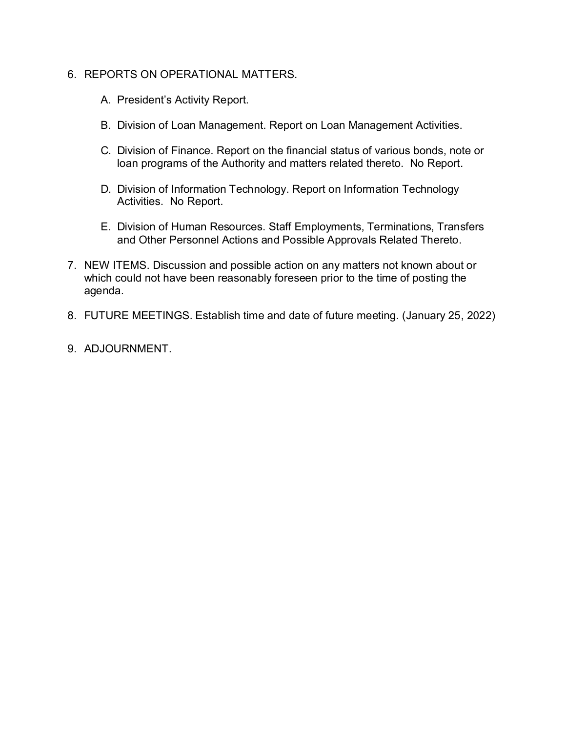6. REPORTS ON OPERATIONAL MATTERS.

   A. President's Activity Report.

   B. Division of Loan Management. Report on Loan Management Activities.

   C. Division of Finance. Report on the financial status of various bonds, note or loan programs of the Authority and matters related thereto. No Report.

   D. Division of Information Technology. Report on Information Technology Activities. No Report.

   E. Division of Human Resources. Staff Employments, Terminations, Transfers and Other Personnel Actions and Possible Approvals Related Thereto.

7. NEW ITEMS. Discussion and possible action on any matters not known about or which could not have been reasonably foreseen prior to the time of posting the agenda.

8. FUTURE MEETINGS. Establish time and date of future meeting. (January 25, 2022)

9. ADJOURNMENT.